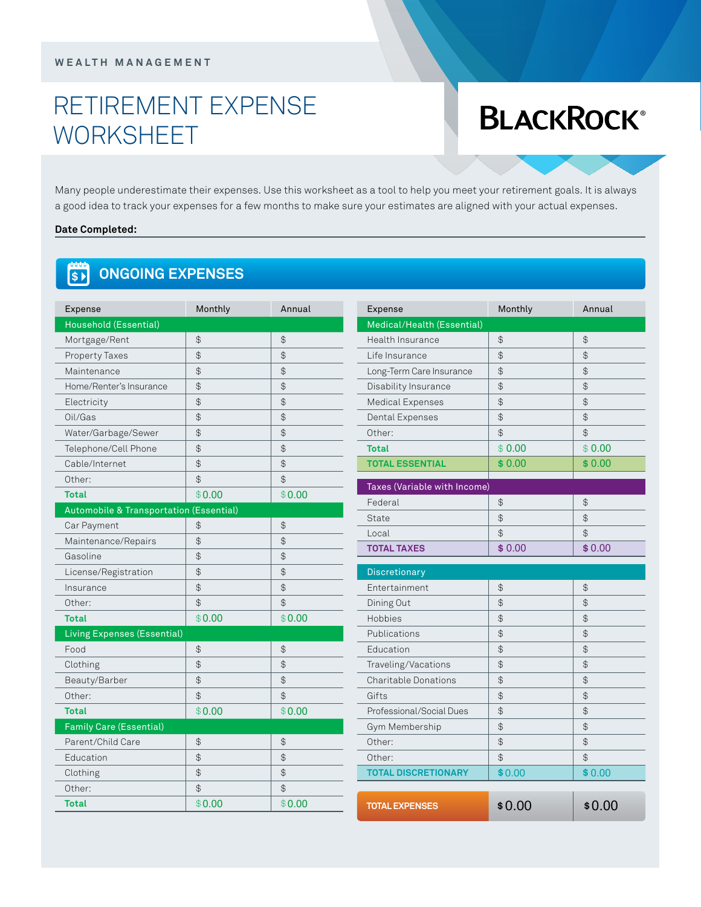WEALTH MANAGEMENT

# RETIREMENT EXPENSE WORKSHEET

BLACKROCK®

Many people underestimate their expenses. Use this worksheet as a tool to help you meet your retirement goals. It is always a good idea to track your expenses for a few months to make sure your estimates are aligned with your actual expenses.

**Date Completed:**

## ONGOING EXPENSES

| Expense | Monthly | Annual |
|---|---|---|
| **Household (Essential)** | | |
| Mortgage/Rent | $ | $ |
| Property Taxes | $ | $ |
| Maintenance | $ | $ |
| Home/Renter's Insurance | $ | $ |
| Electricity | $ | $ |
| Oil/Gas | $ | $ |
| Water/Garbage/Sewer | $ | $ |
| Telephone/Cell Phone | $ | $ |
| Cable/Internet | $ | $ |
| Other: | $ | $ |
| **Total** | $0.00 | $0.00 |
| **Automobile & Transportation (Essential)** | | |
| Car Payment | $ | $ |
| Maintenance/Repairs | $ | $ |
| Gasoline | $ | $ |
| License/Registration | $ | $ |
| Insurance | $ | $ |
| Other: | $ | $ |
| **Total** | $0.00 | $0.00 |
| **Living Expenses (Essential)** | | |
| Food | $ | $ |
| Clothing | $ | $ |
| Beauty/Barber | $ | $ |
| Other: | $ | $ |
| **Total** | $0.00 | $0.00 |
| **Family Care (Essential)** | | |
| Parent/Child Care | $ | $ |
| Education | $ | $ |
| Clothing | $ | $ |
| Other: | $ | $ |
| **Total** | $0.00 | $0.00 |

| Expense | Monthly | Annual |
|---|---|---|
| **Medical/Health (Essential)** | | |
| Health Insurance | $ | $ |
| Life Insurance | $ | $ |
| Long-Term Care Insurance | $ | $ |
| Disability Insurance | $ | $ |
| Medical Expenses | $ | $ |
| Dental Expenses | $ | $ |
| Other: | $ | $ |
| **Total** | $ 0.00 | $ 0.00 |
| **TOTAL ESSENTIAL** | $ 0.00 | $ 0.00 |
| **Taxes (Variable with Income)** | | |
| Federal | $ | $ |
| State | $ | $ |
| Local | $ | $ |
| **TOTAL TAXES** | $ 0.00 | $ 0.00 |
| **Discretionary** | | |
| Entertainment | $ | $ |
| Dining Out | $ | $ |
| Hobbies | $ | $ |
| Publications | $ | $ |
| Education | $ | $ |
| Traveling/Vacations | $ | $ |
| Charitable Donations | $ | $ |
| Gifts | $ | $ |
| Professional/Social Dues | $ | $ |
| Gym Membership | $ | $ |
| Other: | $ | $ |
| Other: | $ | $ |
| **TOTAL DISCRETIONARY** | $0.00 | $0.00 |
| **TOTAL EXPENSES** | $0.00 | $0.00 |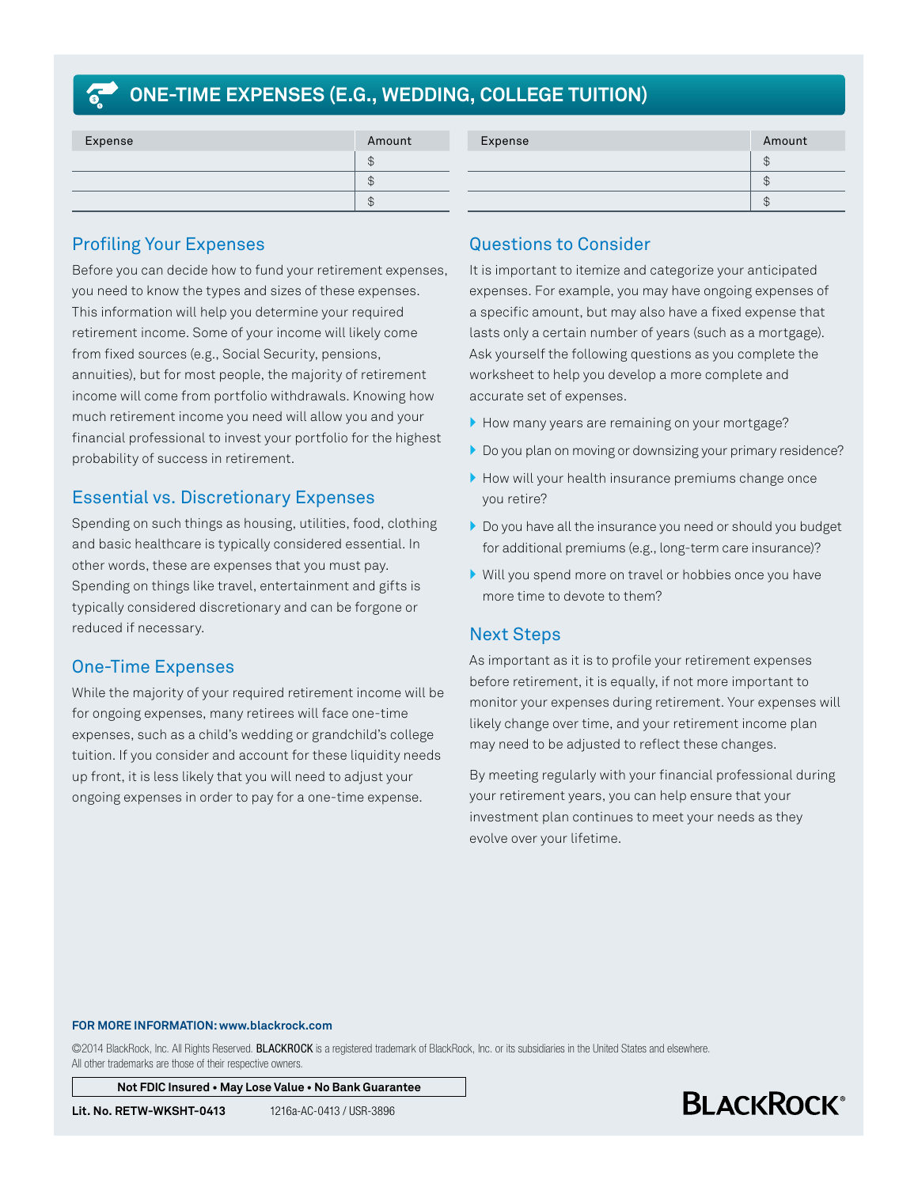## ONE-TIME EXPENSES (E.G., WEDDING, COLLEGE TUITION)

| Expense | Amount |
|---|---|
| | $ |
| | $ |
| | $ |

| Expense | Amount |
|---|---|
| | $ |
| | $ |
| | $ |

### Profiling Your Expenses

Before you can decide how to fund your retirement expenses, you need to know the types and sizes of these expenses. This information will help you determine your required retirement income. Some of your income will likely come from fixed sources (e.g., Social Security, pensions, annuities), but for most people, the majority of retirement income will come from portfolio withdrawals. Knowing how much retirement income you need will allow you and your financial professional to invest your portfolio for the highest probability of success in retirement.

### Essential vs. Discretionary Expenses

Spending on such things as housing, utilities, food, clothing and basic healthcare is typically considered essential. In other words, these are expenses that you must pay. Spending on things like travel, entertainment and gifts is typically considered discretionary and can be forgone or reduced if necessary.

### One-Time Expenses

While the majority of your required retirement income will be for ongoing expenses, many retirees will face one-time expenses, such as a child's wedding or grandchild's college tuition. If you consider and account for these liquidity needs up front, it is less likely that you will need to adjust your ongoing expenses in order to pay for a one-time expense.

### Questions to Consider

It is important to itemize and categorize your anticipated expenses. For example, you may have ongoing expenses of a specific amount, but may also have a fixed expense that lasts only a certain number of years (such as a mortgage). Ask yourself the following questions as you complete the worksheet to help you develop a more complete and accurate set of expenses.

- How many years are remaining on your mortgage?
- Do you plan on moving or downsizing your primary residence?
- How will your health insurance premiums change once you retire?
- Do you have all the insurance you need or should you budget for additional premiums (e.g., long-term care insurance)?
- Will you spend more on travel or hobbies once you have more time to devote to them?

### Next Steps

As important as it is to profile your retirement expenses before retirement, it is equally, if not more important to monitor your expenses during retirement. Your expenses will likely change over time, and your retirement income plan may need to be adjusted to reflect these changes.

By meeting regularly with your financial professional during your retirement years, you can help ensure that your investment plan continues to meet your needs as they evolve over your lifetime.

**FOR MORE INFORMATION: www.blackrock.com**

©2014 BlackRock, Inc. All Rights Reserved. **BLACKROCK** is a registered trademark of BlackRock, Inc. or its subsidiaries in the United States and elsewhere. All other trademarks are those of their respective owners.

**Not FDIC Insured • May Lose Value • No Bank Guarantee**

**Lit. No. RETW-WKSHT-0413** 1216a-AC-0413 / USR-3896

BLACKROCK®